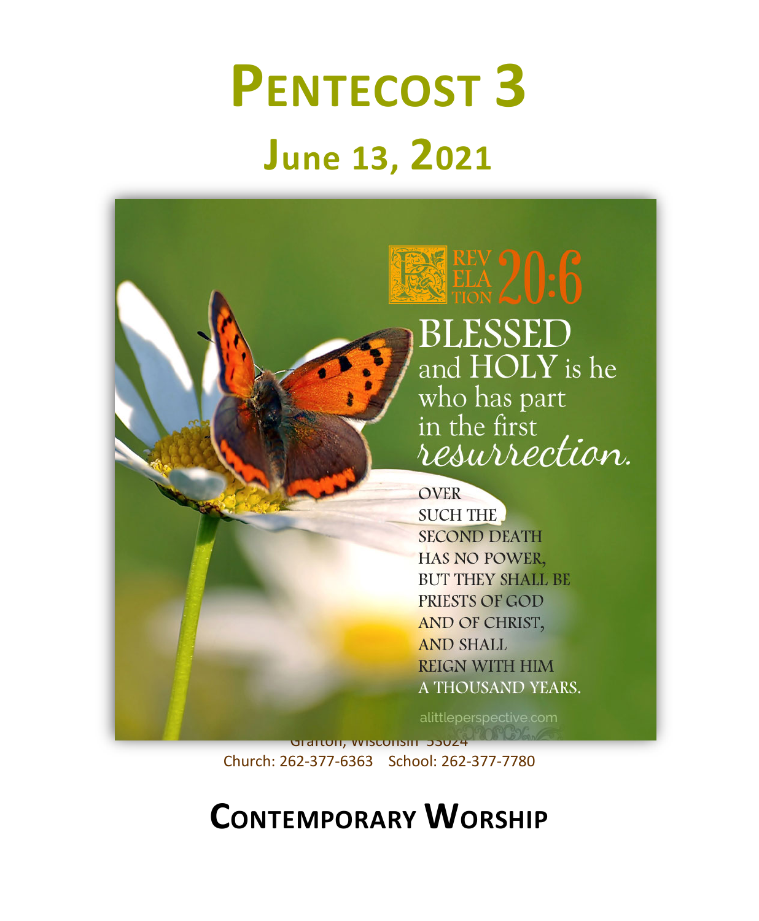# Pentecost 3

## June 13, 2021

REVELATION 20:6

BLESSED and HOLY is he who has part in the first *resurrection.*

OVER SUCH THE SECOND DEATH HAS NO POWER, BUT THEY SHALL BE PRIESTS OF GOD AND OF CHRIST, AND SHALL REIGN WITH HIM A THOUSAND YEARS.

alittleperspective.com

Grafton, Wisconsin 53024

Church: 262-377-6363 School: 262-377-7780

# Contemporary Worship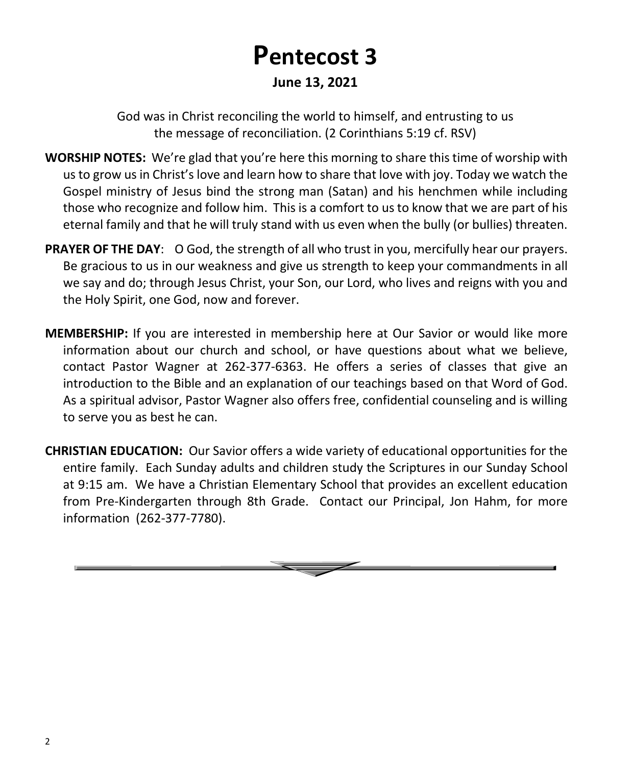# Pentecost 3

**June 13, 2021**

God was in Christ reconciling the world to himself, and entrusting to us the message of reconciliation. (2 Corinthians 5:19 cf. RSV)

**WORSHIP NOTES:** We're glad that you're here this morning to share this time of worship with us to grow us in Christ's love and learn how to share that love with joy. Today we watch the Gospel ministry of Jesus bind the strong man (Satan) and his henchmen while including those who recognize and follow him. This is a comfort to us to know that we are part of his eternal family and that he will truly stand with us even when the bully (or bullies) threaten.

**PRAYER OF THE DAY**: O God, the strength of all who trust in you, mercifully hear our prayers. Be gracious to us in our weakness and give us strength to keep your commandments in all we say and do; through Jesus Christ, your Son, our Lord, who lives and reigns with you and the Holy Spirit, one God, now and forever.

**MEMBERSHIP:** If you are interested in membership here at Our Savior or would like more information about our church and school, or have questions about what we believe, contact Pastor Wagner at 262-377-6363. He offers a series of classes that give an introduction to the Bible and an explanation of our teachings based on that Word of God. As a spiritual advisor, Pastor Wagner also offers free, confidential counseling and is willing to serve you as best he can.

**CHRISTIAN EDUCATION:** Our Savior offers a wide variety of educational opportunities for the entire family. Each Sunday adults and children study the Scriptures in our Sunday School at 9:15 am. We have a Christian Elementary School that provides an excellent education from Pre-Kindergarten through 8th Grade. Contact our Principal, Jon Hahm, for more information (262-377-7780).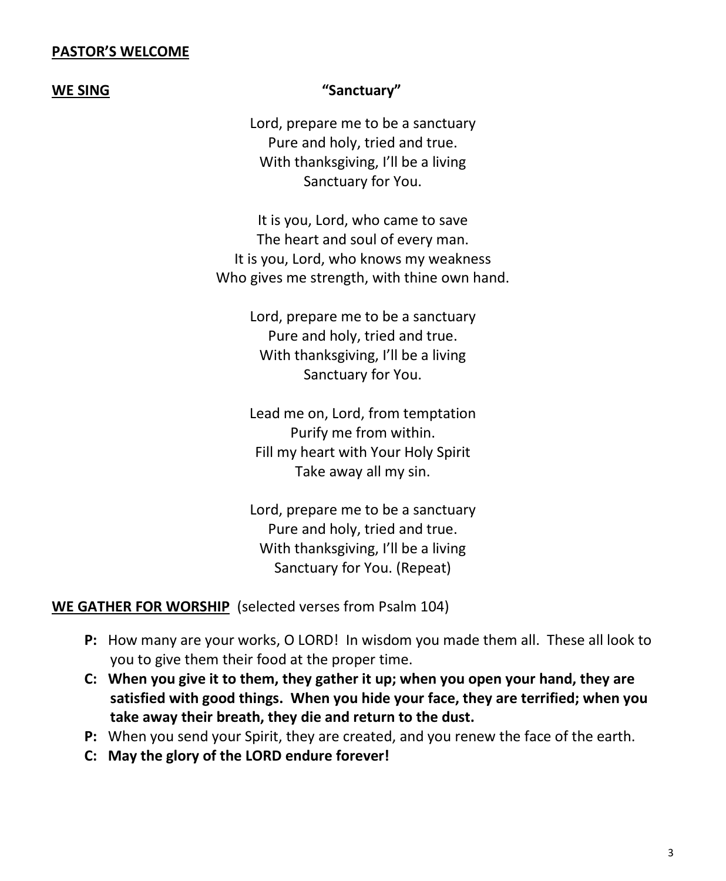**PASTOR'S WELCOME**

**WE SING** **"Sanctuary"**

Lord, prepare me to be a sanctuary
Pure and holy, tried and true.
With thanksgiving, I'll be a living
Sanctuary for You.

It is you, Lord, who came to save
The heart and soul of every man.
It is you, Lord, who knows my weakness
Who gives me strength, with thine own hand.

Lord, prepare me to be a sanctuary
Pure and holy, tried and true.
With thanksgiving, I'll be a living
Sanctuary for You.

Lead me on, Lord, from temptation
Purify me from within.
Fill my heart with Your Holy Spirit
Take away all my sin.

Lord, prepare me to be a sanctuary
Pure and holy, tried and true.
With thanksgiving, I'll be a living
Sanctuary for You. (Repeat)

**WE GATHER FOR WORSHIP** (selected verses from Psalm 104)

- **P:** How many are your works, O LORD! In wisdom you made them all. These all look to you to give them their food at the proper time.
- **C: When you give it to them, they gather it up; when you open your hand, they are satisfied with good things. When you hide your face, they are terrified; when you take away their breath, they die and return to the dust.**
- **P:** When you send your Spirit, they are created, and you renew the face of the earth.
- **C: May the glory of the LORD endure forever!**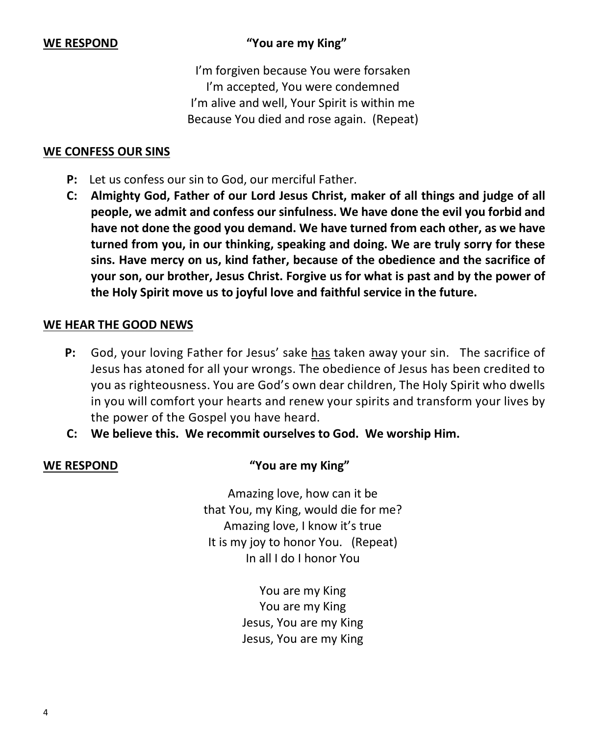**WE RESPOND** **"You are my King"**

I'm forgiven because You were forsaken
I'm accepted, You were condemned
I'm alive and well, Your Spirit is within me
Because You died and rose again. (Repeat)

**WE CONFESS OUR SINS**

**P:** Let us confess our sin to God, our merciful Father.

**C: Almighty God, Father of our Lord Jesus Christ, maker of all things and judge of all people, we admit and confess our sinfulness. We have done the evil you forbid and have not done the good you demand. We have turned from each other, as we have turned from you, in our thinking, speaking and doing. We are truly sorry for these sins. Have mercy on us, kind father, because of the obedience and the sacrifice of your son, our brother, Jesus Christ. Forgive us for what is past and by the power of the Holy Spirit move us to joyful love and faithful service in the future.**

**WE HEAR THE GOOD NEWS**

**P:** God, your loving Father for Jesus' sake <u>has</u> taken away your sin. The sacrifice of Jesus has atoned for all your wrongs. The obedience of Jesus has been credited to you as righteousness. You are God's own dear children, The Holy Spirit who dwells in you will comfort your hearts and renew your spirits and transform your lives by the power of the Gospel you have heard.

**C: We believe this. We recommit ourselves to God. We worship Him.**

**WE RESPOND** **"You are my King"**

Amazing love, how can it be
that You, my King, would die for me?
Amazing love, I know it's true
It is my joy to honor You. (Repeat)
In all I do I honor You

You are my King
You are my King
Jesus, You are my King
Jesus, You are my King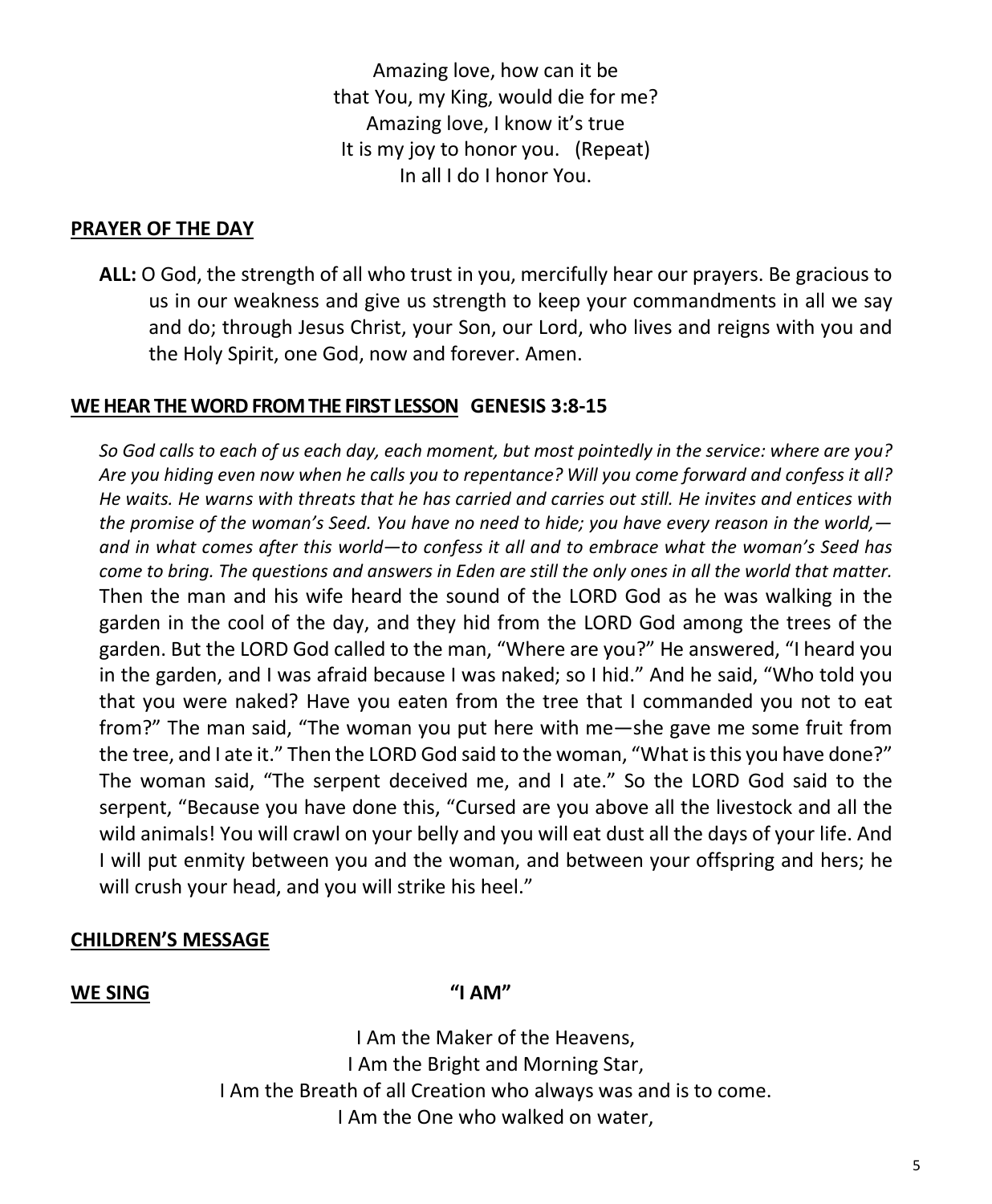Amazing love, how can it be
that You, my King, would die for me?
Amazing love, I know it's true
It is my joy to honor you. (Repeat)
In all I do I honor You.

## PRAYER OF THE DAY

**ALL:** O God, the strength of all who trust in you, mercifully hear our prayers. Be gracious to us in our weakness and give us strength to keep your commandments in all we say and do; through Jesus Christ, your Son, our Lord, who lives and reigns with you and the Holy Spirit, one God, now and forever. Amen.

## WE HEAR THE WORD FROM THE FIRST LESSON GENESIS 3:8-15

*So God calls to each of us each day, each moment, but most pointedly in the service: where are you? Are you hiding even now when he calls you to repentance? Will you come forward and confess it all? He waits. He warns with threats that he has carried and carries out still. He invites and entices with the promise of the woman's Seed. You have no need to hide; you have every reason in the world,—and in what comes after this world—to confess it all and to embrace what the woman's Seed has come to bring. The questions and answers in Eden are still the only ones in all the world that matter.*

Then the man and his wife heard the sound of the LORD God as he was walking in the garden in the cool of the day, and they hid from the LORD God among the trees of the garden. But the LORD God called to the man, "Where are you?" He answered, "I heard you in the garden, and I was afraid because I was naked; so I hid." And he said, "Who told you that you were naked? Have you eaten from the tree that I commanded you not to eat from?" The man said, "The woman you put here with me—she gave me some fruit from the tree, and I ate it." Then the LORD God said to the woman, "What is this you have done?" The woman said, "The serpent deceived me, and I ate." So the LORD God said to the serpent, "Because you have done this, "Cursed are you above all the livestock and all the wild animals! You will crawl on your belly and you will eat dust all the days of your life. And I will put enmity between you and the woman, and between your offspring and hers; he will crush your head, and you will strike his heel."

## CHILDREN'S MESSAGE

## WE SING "I AM"

I Am the Maker of the Heavens,
I Am the Bright and Morning Star,
I Am the Breath of all Creation who always was and is to come.
I Am the One who walked on water,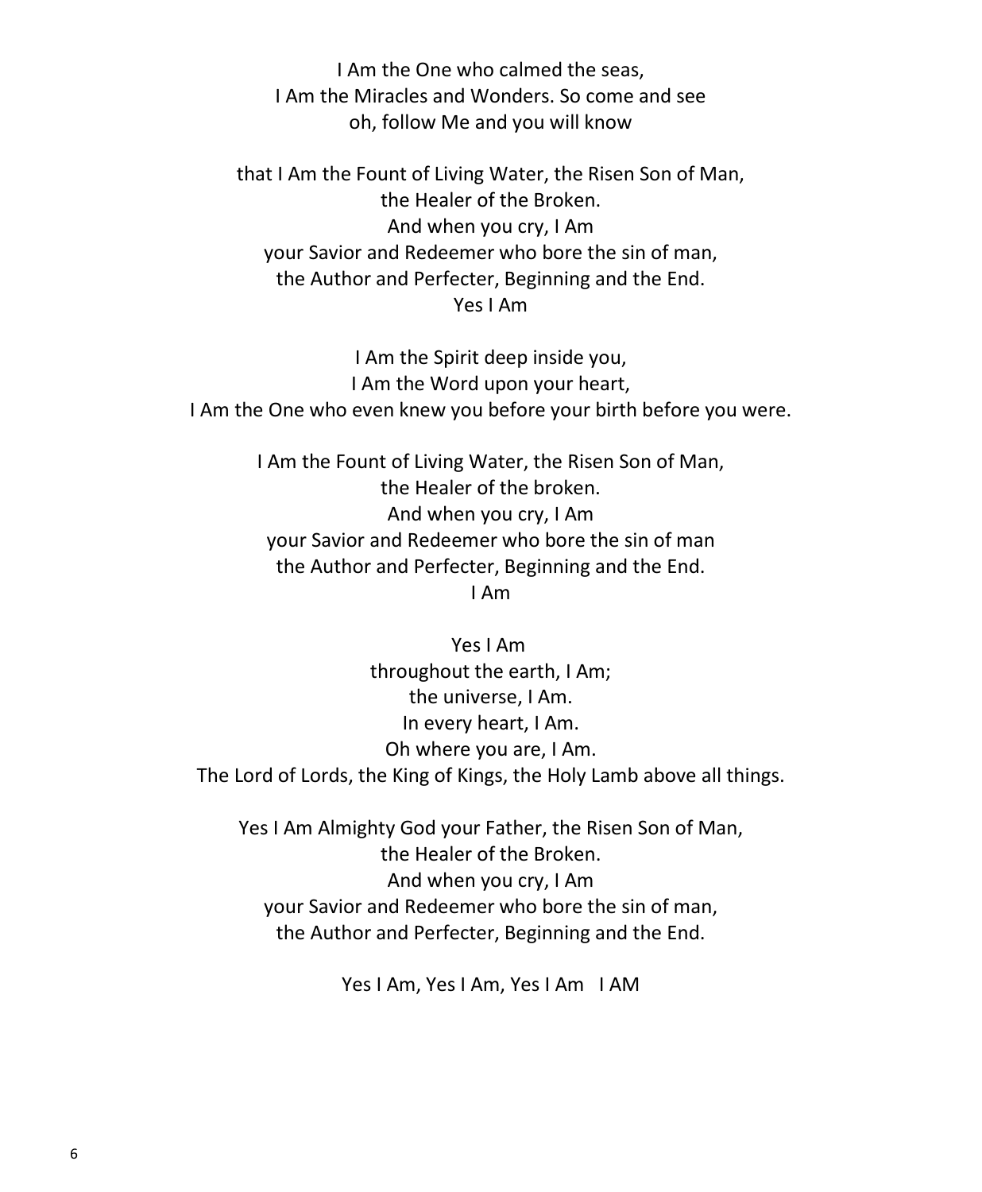I Am the One who calmed the seas,
I Am the Miracles and Wonders. So come and see
oh, follow Me and you will know

that I Am the Fount of Living Water, the Risen Son of Man,
the Healer of the Broken.
And when you cry, I Am
your Savior and Redeemer who bore the sin of man,
the Author and Perfecter, Beginning and the End.
Yes I Am

I Am the Spirit deep inside you,
I Am the Word upon your heart,
I Am the One who even knew you before your birth before you were.

I Am the Fount of Living Water, the Risen Son of Man,
the Healer of the broken.
And when you cry, I Am
your Savior and Redeemer who bore the sin of man
the Author and Perfecter, Beginning and the End.
I Am

Yes I Am
throughout the earth, I Am;
the universe, I Am.
In every heart, I Am.
Oh where you are, I Am.
The Lord of Lords, the King of Kings, the Holy Lamb above all things.

Yes I Am Almighty God your Father, the Risen Son of Man,
the Healer of the Broken.
And when you cry, I Am
your Savior and Redeemer who bore the sin of man,
the Author and Perfecter, Beginning and the End.

Yes I Am, Yes I Am, Yes I Am I AM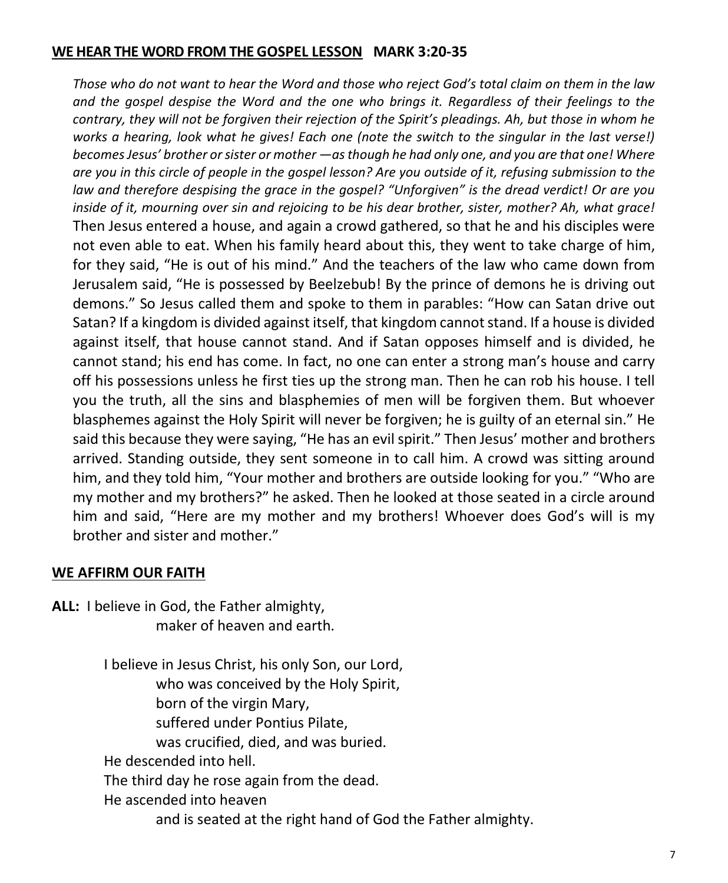**WE HEAR THE WORD FROM THE GOSPEL LESSON** **MARK 3:20-35**

*Those who do not want to hear the Word and those who reject God's total claim on them in the law and the gospel despise the Word and the one who brings it. Regardless of their feelings to the contrary, they will not be forgiven their rejection of the Spirit's pleadings. Ah, but those in whom he works a hearing, look what he gives! Each one (note the switch to the singular in the last verse!) becomes Jesus' brother or sister or mother —as though he had only one, and you are that one! Where are you in this circle of people in the gospel lesson? Are you outside of it, refusing submission to the law and therefore despising the grace in the gospel? "Unforgiven" is the dread verdict! Or are you inside of it, mourning over sin and rejoicing to be his dear brother, sister, mother? Ah, what grace!*

Then Jesus entered a house, and again a crowd gathered, so that he and his disciples were not even able to eat. When his family heard about this, they went to take charge of him, for they said, "He is out of his mind." And the teachers of the law who came down from Jerusalem said, "He is possessed by Beelzebub! By the prince of demons he is driving out demons." So Jesus called them and spoke to them in parables: "How can Satan drive out Satan? If a kingdom is divided against itself, that kingdom cannot stand. If a house is divided against itself, that house cannot stand. And if Satan opposes himself and is divided, he cannot stand; his end has come. In fact, no one can enter a strong man's house and carry off his possessions unless he first ties up the strong man. Then he can rob his house. I tell you the truth, all the sins and blasphemies of men will be forgiven them. But whoever blasphemes against the Holy Spirit will never be forgiven; he is guilty of an eternal sin." He said this because they were saying, "He has an evil spirit." Then Jesus' mother and brothers arrived. Standing outside, they sent someone in to call him. A crowd was sitting around him, and they told him, "Your mother and brothers are outside looking for you." "Who are my mother and my brothers?" he asked. Then he looked at those seated in a circle around him and said, "Here are my mother and my brothers! Whoever does God's will is my brother and sister and mother."

**WE AFFIRM OUR FAITH**

**ALL:** I believe in God, the Father almighty,
maker of heaven and earth.

I believe in Jesus Christ, his only Son, our Lord,
who was conceived by the Holy Spirit,
born of the virgin Mary,
suffered under Pontius Pilate,
was crucified, died, and was buried.
He descended into hell.
The third day he rose again from the dead.
He ascended into heaven
and is seated at the right hand of God the Father almighty.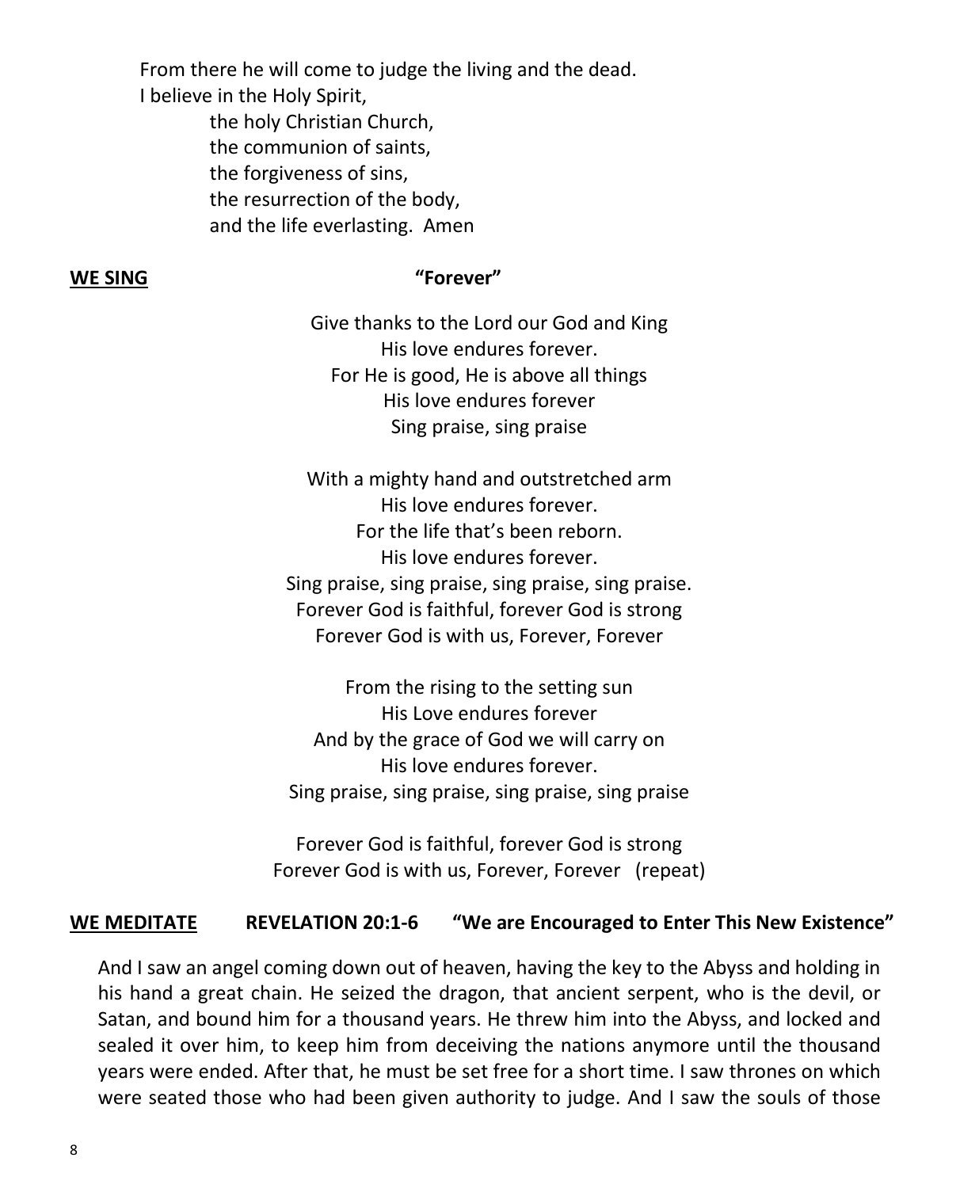From there he will come to judge the living and the dead.
I believe in the Holy Spirit,
the holy Christian Church,
the communion of saints,
the forgiveness of sins,
the resurrection of the body,
and the life everlasting. Amen

**<u>WE SING</u>** **"Forever"**

Give thanks to the Lord our God and King
His love endures forever.
For He is good, He is above all things
His love endures forever
Sing praise, sing praise

With a mighty hand and outstretched arm
His love endures forever.
For the life that's been reborn.
His love endures forever.
Sing praise, sing praise, sing praise, sing praise.
Forever God is faithful, forever God is strong
Forever God is with us, Forever, Forever

From the rising to the setting sun
His Love endures forever
And by the grace of God we will carry on
His love endures forever.
Sing praise, sing praise, sing praise, sing praise

Forever God is faithful, forever God is strong
Forever God is with us, Forever, Forever (repeat)

**<u>WE MEDITATE</u>** **REVELATION 20:1-6** **"We are Encouraged to Enter This New Existence"**

And I saw an angel coming down out of heaven, having the key to the Abyss and holding in his hand a great chain. He seized the dragon, that ancient serpent, who is the devil, or Satan, and bound him for a thousand years. He threw him into the Abyss, and locked and sealed it over him, to keep him from deceiving the nations anymore until the thousand years were ended. After that, he must be set free for a short time. I saw thrones on which were seated those who had been given authority to judge. And I saw the souls of those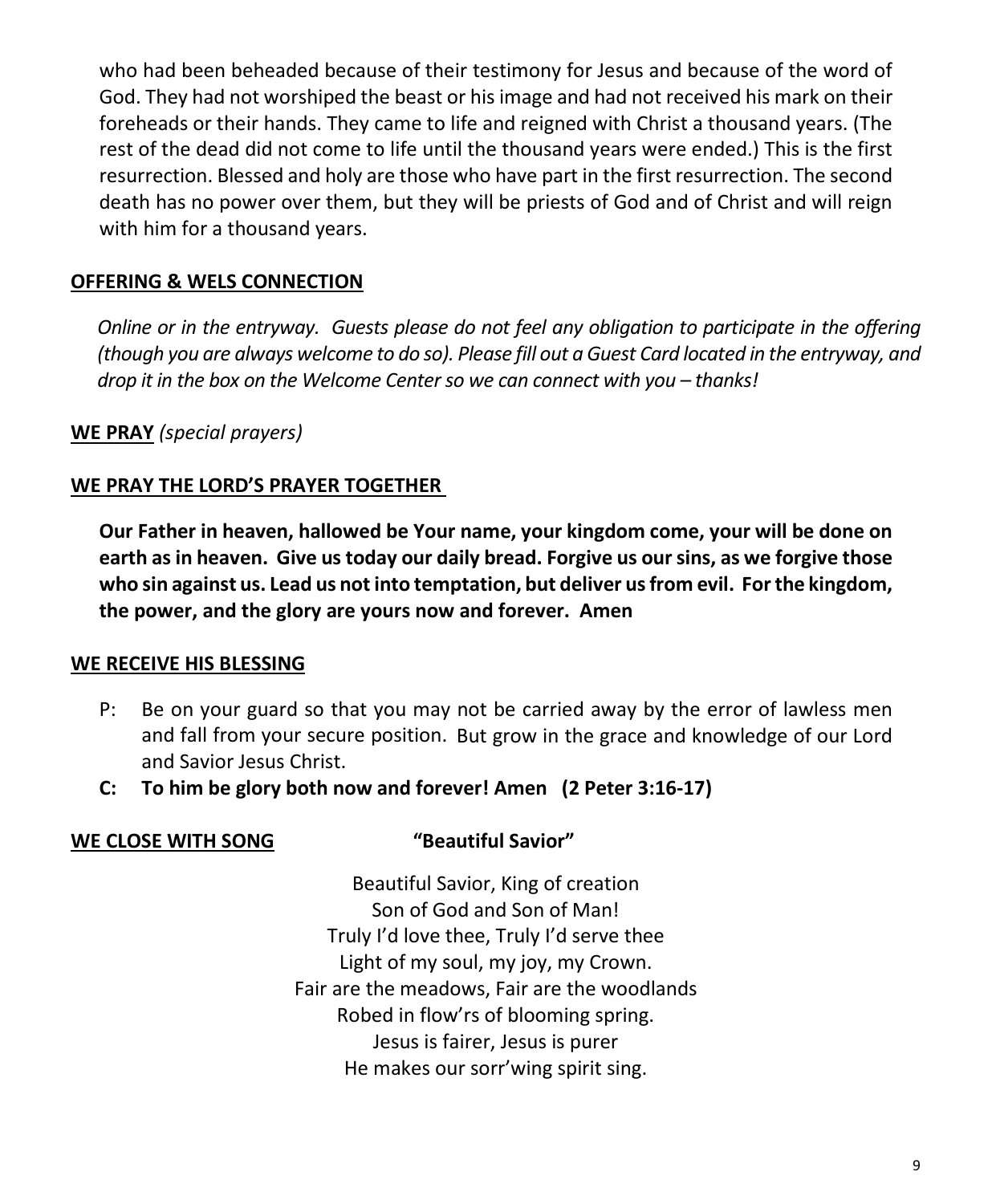who had been beheaded because of their testimony for Jesus and because of the word of God. They had not worshiped the beast or his image and had not received his mark on their foreheads or their hands. They came to life and reigned with Christ a thousand years. (The rest of the dead did not come to life until the thousand years were ended.) This is the first resurrection. Blessed and holy are those who have part in the first resurrection. The second death has no power over them, but they will be priests of God and of Christ and will reign with him for a thousand years.

**OFFERING & WELS CONNECTION**

*Online or in the entryway. Guests please do not feel any obligation to participate in the offering (though you are always welcome to do so). Please fill out a Guest Card located in the entryway, and drop it in the box on the Welcome Center so we can connect with you – thanks!*

**WE PRAY** *(special prayers)*

**WE PRAY THE LORD'S PRAYER TOGETHER**

**Our Father in heaven, hallowed be Your name, your kingdom come, your will be done on earth as in heaven. Give us today our daily bread. Forgive us our sins, as we forgive those who sin against us. Lead us not into temptation, but deliver us from evil. For the kingdom, the power, and the glory are yours now and forever. Amen**

**WE RECEIVE HIS BLESSING**

P: Be on your guard so that you may not be carried away by the error of lawless men and fall from your secure position. But grow in the grace and knowledge of our Lord and Savior Jesus Christ.

**C: To him be glory both now and forever! Amen (2 Peter 3:16-17)**

**WE CLOSE WITH SONG** **"Beautiful Savior"**

Beautiful Savior, King of creation  
Son of God and Son of Man!  
Truly I'd love thee, Truly I'd serve thee  
Light of my soul, my joy, my Crown.  
Fair are the meadows, Fair are the woodlands  
Robed in flow'rs of blooming spring.  
Jesus is fairer, Jesus is purer  
He makes our sorr'wing spirit sing.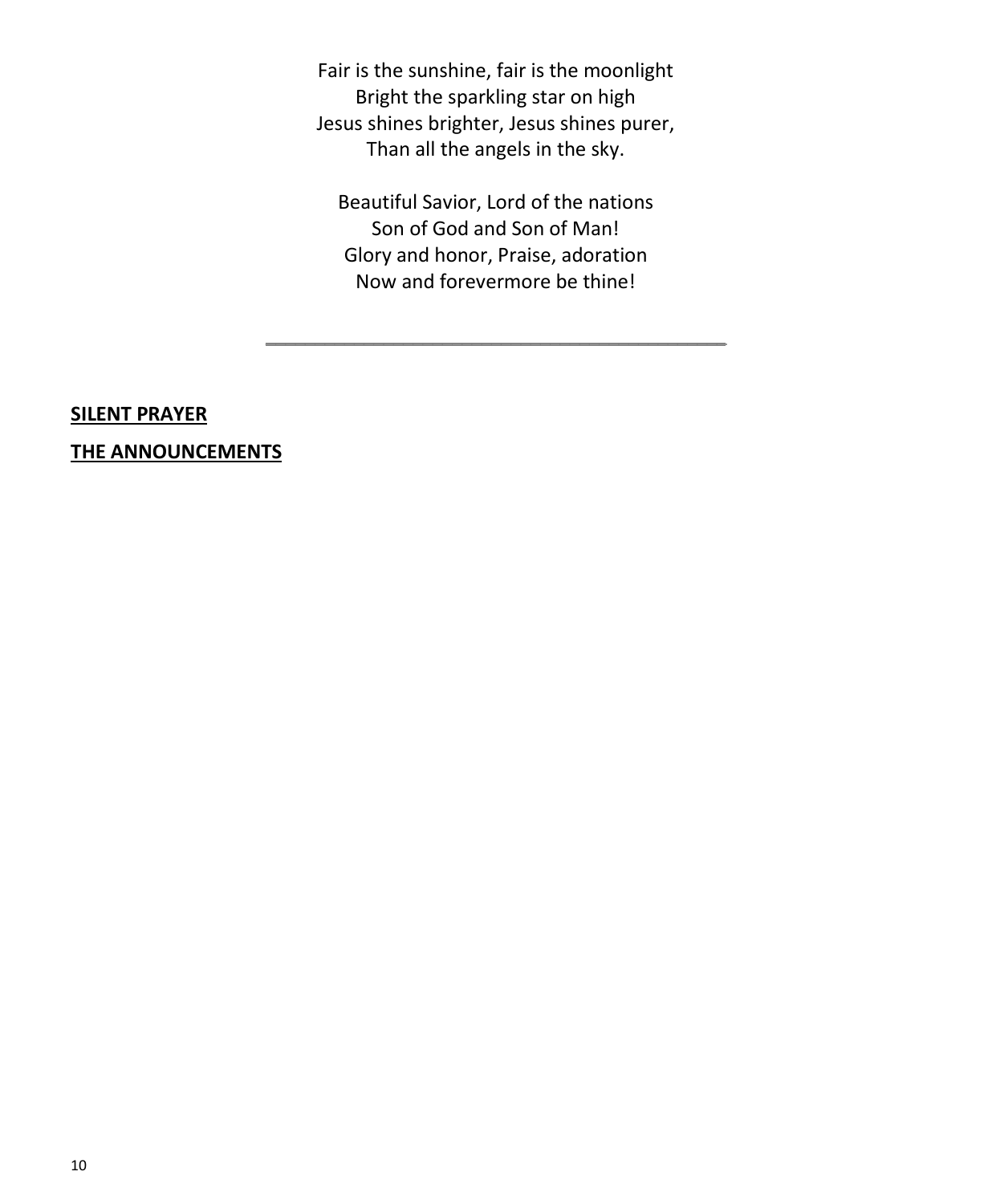Fair is the sunshine, fair is the moonlight  
Bright the sparkling star on high  
Jesus shines brighter, Jesus shines purer,  
Than all the angels in the sky.

Beautiful Savior, Lord of the nations  
Son of God and Son of Man!  
Glory and honor, Praise, adoration  
Now and forevermore be thine!

---

**SILENT PRAYER**

**THE ANNOUNCEMENTS**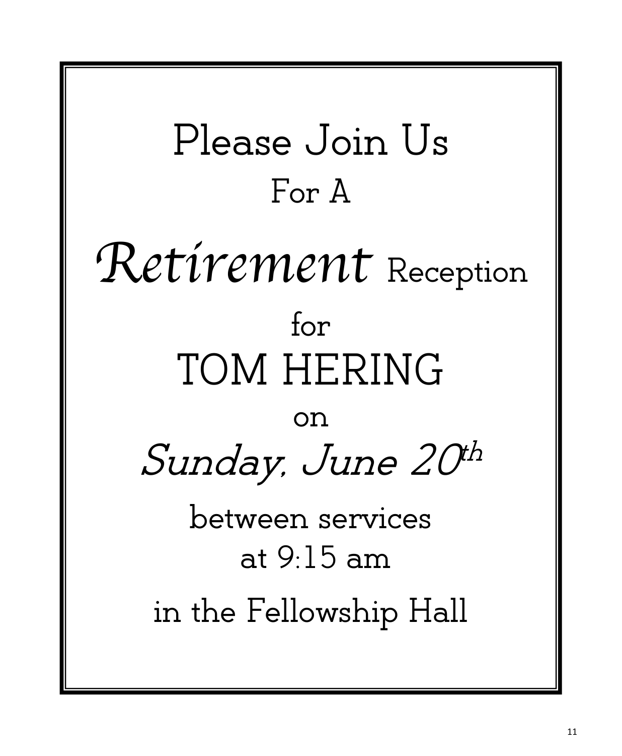# Please Join Us

For A

# *Retirement* Reception

for

# TOM HERING

on

## *Sunday, June 20th*

between services

at 9:15 am

in the Fellowship Hall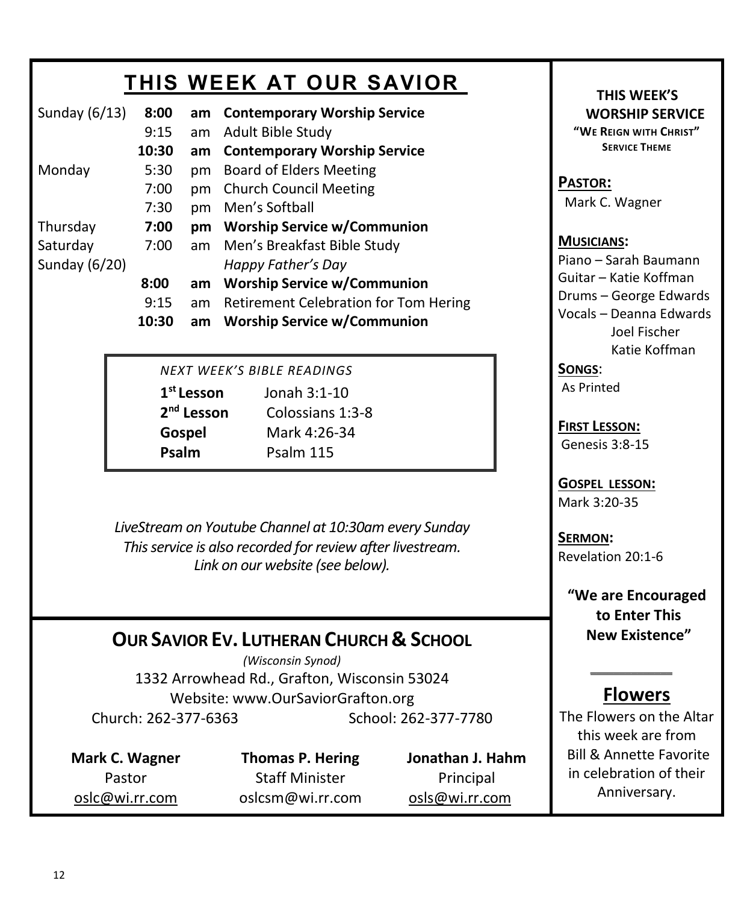# THIS WEEK AT OUR SAVIOR

| | | | |
|---|---|---|---|
| Sunday (6/13) | **8:00** | **am** | **Contemporary Worship Service** |
| | 9:15 | am | Adult Bible Study |
| | **10:30** | **am** | **Contemporary Worship Service** |
| Monday | 5:30 | pm | Board of Elders Meeting |
| | 7:00 | pm | Church Council Meeting |
| | 7:30 | pm | Men's Softball |
| Thursday | **7:00** | **pm** | **Worship Service w/Communion** |
| Saturday | 7:00 | am | Men's Breakfast Bible Study |
| Sunday (6/20) | | | *Happy Father's Day* |
| | **8:00** | **am** | **Worship Service w/Communion** |
| | 9:15 | am | Retirement Celebration for Tom Hering |
| | **10:30** | **am** | **Worship Service w/Communion** |

*NEXT WEEK'S BIBLE READINGS*

| | |
|---|---|
| **1st Lesson** | Jonah 3:1-10 |
| **2nd Lesson** | Colossians 1:3-8 |
| **Gospel** | Mark 4:26-34 |
| **Psalm** | Psalm 115 |

*LiveStream on Youtube Channel at 10:30am every Sunday*
*This service is also recorded for review after livestream.*
*Link on our website (see below).*

## OUR SAVIOR EV. LUTHERAN CHURCH & SCHOOL

*(Wisconsin Synod)*

1332 Arrowhead Rd., Grafton, Wisconsin 53024

Website: www.OurSaviorGrafton.org

Church: 262-377-6363 School: 262-377-7780

| | | |
|---|---|---|
| **Mark C. Wagner** | **Thomas P. Hering** | **Jonathan J. Hahm** |
| Pastor | Staff Minister | Principal |
| oslc@wi.rr.com | oslcsm@wi.rr.com | osls@wi.rr.com |

**THIS WEEK'S WORSHIP SERVICE**

**"WE REIGN WITH CHRIST"**
**SERVICE THEME**

**PASTOR:**
Mark C. Wagner

**MUSICIANS:**
Piano – Sarah Baumann
Guitar – Katie Koffman
Drums – George Edwards
Vocals – Deanna Edwards
Joel Fischer
Katie Koffman

**SONGS**:
As Printed

**FIRST LESSON:**
Genesis 3:8-15

**GOSPEL LESSON:**
Mark 3:20-35

**SERMON:**
Revelation 20:1-6

**"We are Encouraged to Enter This New Existence"**

## Flowers

The Flowers on the Altar this week are from Bill & Annette Favorite in celebration of their Anniversary.